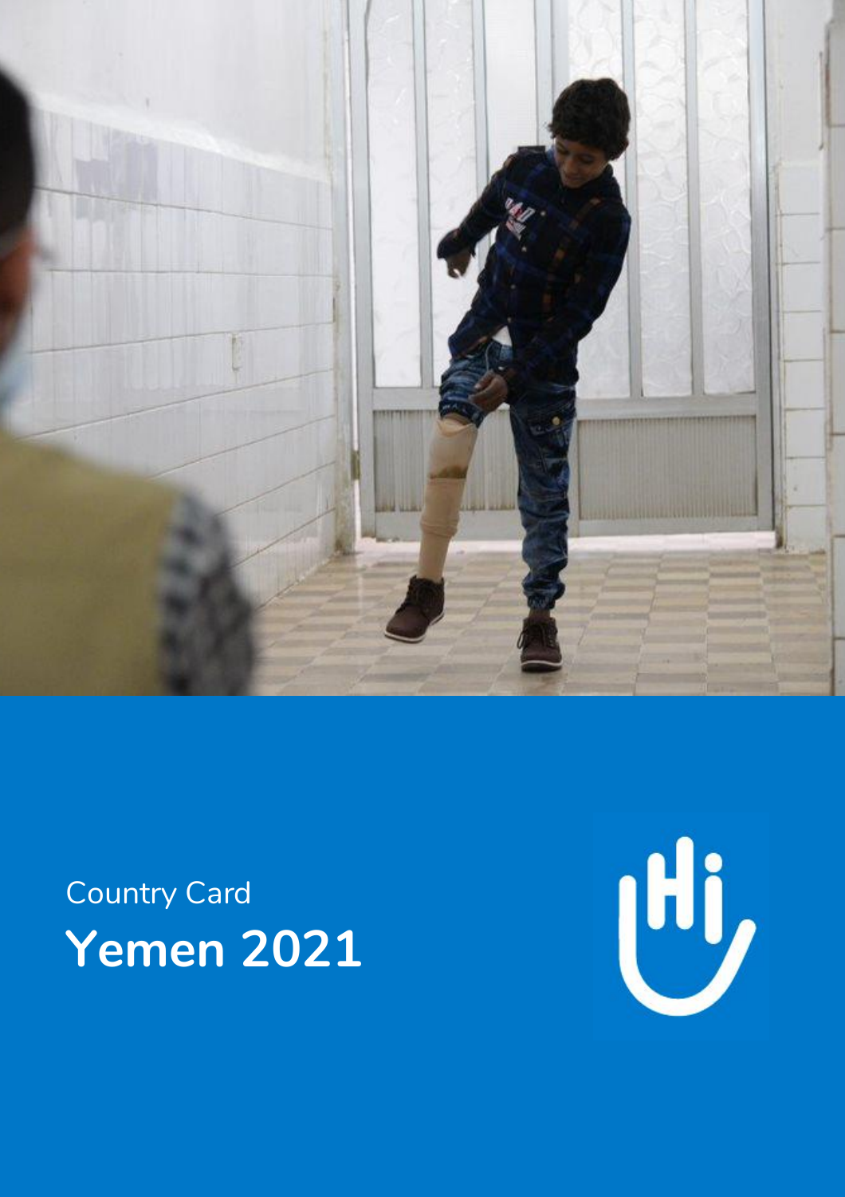Country Card

# Yemen 2021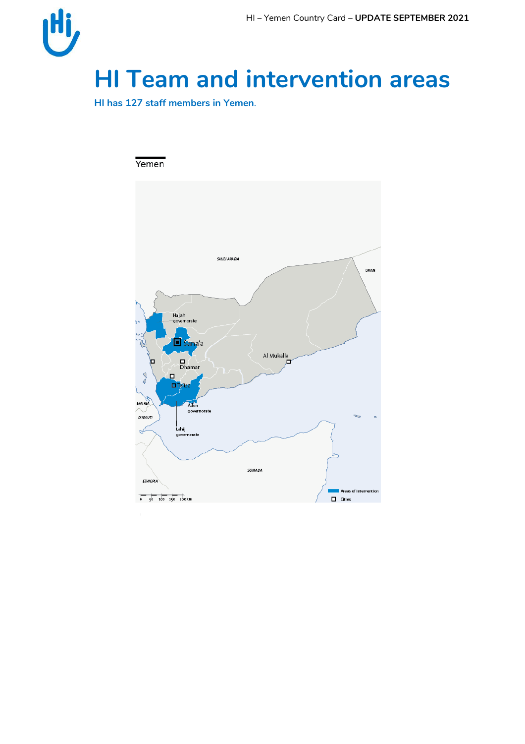# HI Team and intervention areas

**HI has 127 staff members in Yemen**.

Yemen

SAUDI ARABIA

OMAN

Hajjah governorate

Sana'a

Al Mukalla

Dhamar

Taizz

ERITREA

Aden governorate

DJIBOUTI

Lahij governorate

SOMALIA

ETHIOPIA

0 50 100 150 200km

Areas of intervention

Cities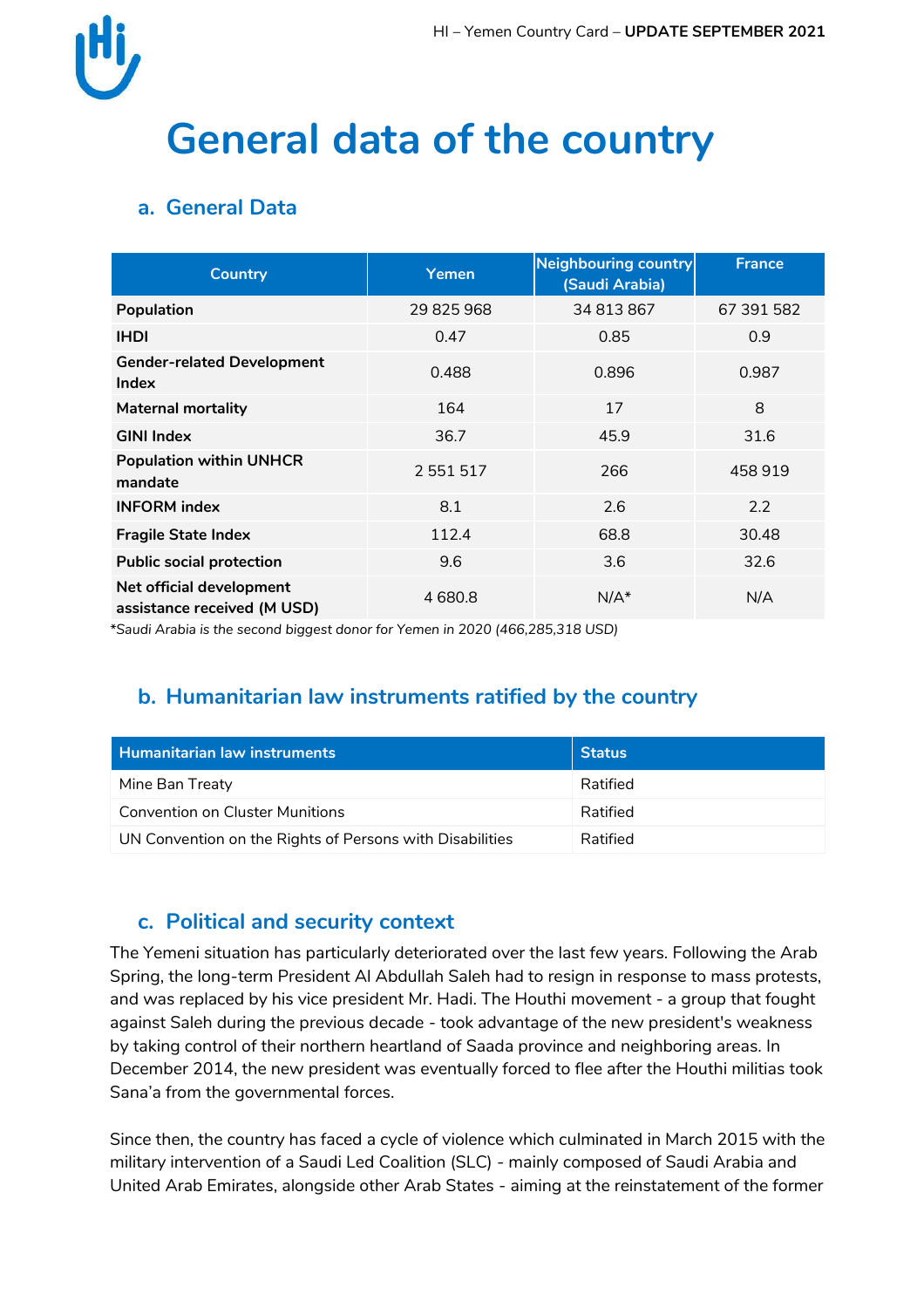# General data of the country

## a. General Data

| Country | Yemen | Neighbouring country (Saudi Arabia) | France |
|---|---|---|---|
| **Population** | 29 825 968 | 34 813 867 | 67 391 582 |
| **IHDI** | 0.47 | 0.85 | 0.9 |
| **Gender-related Development Index** | 0.488 | 0.896 | 0.987 |
| **Maternal mortality** | 164 | 17 | 8 |
| **GINI Index** | 36.7 | 45.9 | 31.6 |
| **Population within UNHCR mandate** | 2 551 517 | 266 | 458 919 |
| **INFORM index** | 8.1 | 2.6 | 2.2 |
| **Fragile State Index** | 112.4 | 68.8 | 30.48 |
| **Public social protection** | 9.6 | 3.6 | 32.6 |
| **Net official development assistance received (M USD)** | 4 680.8 | N/A* | N/A |

*Saudi Arabia is the second biggest donor for Yemen in 2020 (466,285,318 USD)*

## b. Humanitarian law instruments ratified by the country

| Humanitarian law instruments | Status |
|---|---|
| Mine Ban Treaty | Ratified |
| Convention on Cluster Munitions | Ratified |
| UN Convention on the Rights of Persons with Disabilities | Ratified |

## c. Political and security context

The Yemeni situation has particularly deteriorated over the last few years. Following the Arab Spring, the long-term President Al Abdullah Saleh had to resign in response to mass protests, and was replaced by his vice president Mr. Hadi. The Houthi movement - a group that fought against Saleh during the previous decade - took advantage of the new president's weakness by taking control of their northern heartland of Saada province and neighboring areas. In December 2014, the new president was eventually forced to flee after the Houthi militias took Sana'a from the governmental forces.

Since then, the country has faced a cycle of violence which culminated in March 2015 with the military intervention of a Saudi Led Coalition (SLC) - mainly composed of Saudi Arabia and United Arab Emirates, alongside other Arab States - aiming at the reinstatement of the former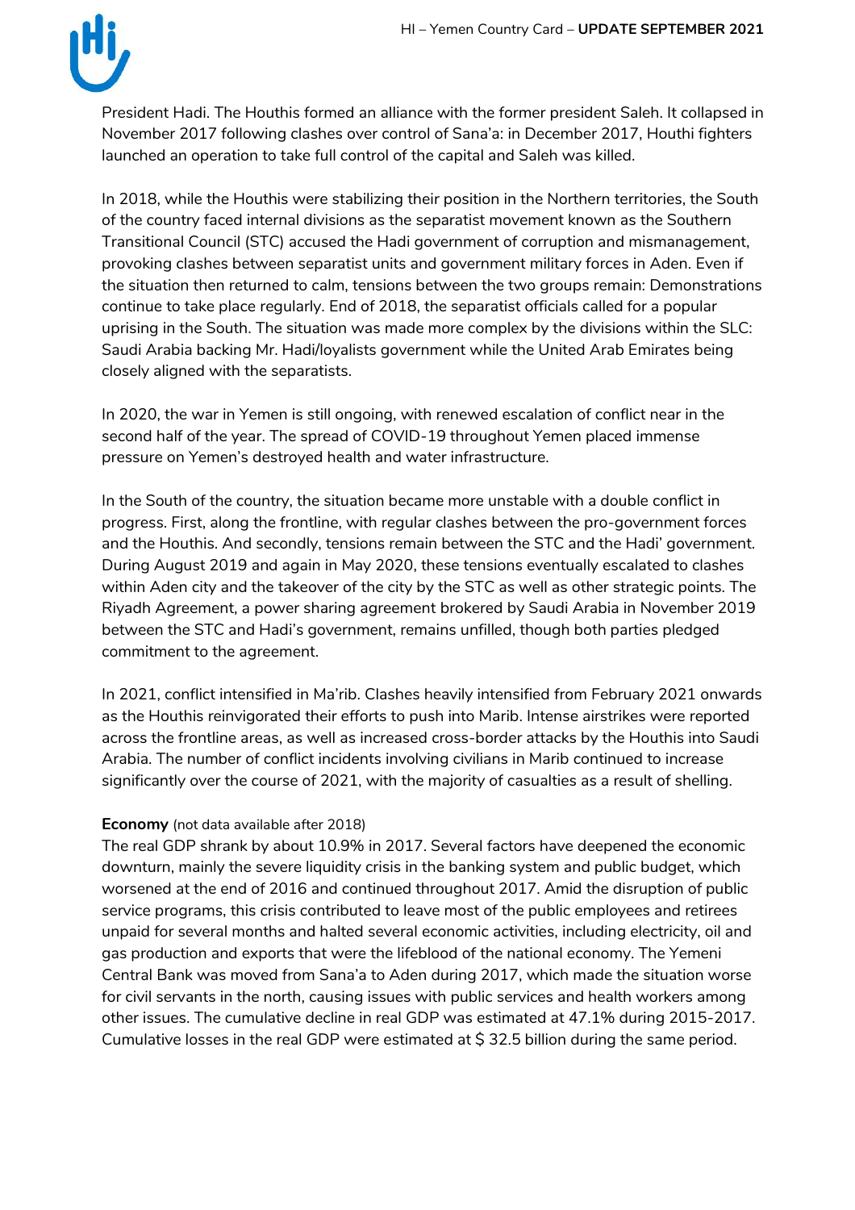President Hadi. The Houthis formed an alliance with the former president Saleh. It collapsed in November 2017 following clashes over control of Sana'a: in December 2017, Houthi fighters launched an operation to take full control of the capital and Saleh was killed.

In 2018, while the Houthis were stabilizing their position in the Northern territories, the South of the country faced internal divisions as the separatist movement known as the Southern Transitional Council (STC) accused the Hadi government of corruption and mismanagement, provoking clashes between separatist units and government military forces in Aden. Even if the situation then returned to calm, tensions between the two groups remain: Demonstrations continue to take place regularly. End of 2018, the separatist officials called for a popular uprising in the South. The situation was made more complex by the divisions within the SLC: Saudi Arabia backing Mr. Hadi/loyalists government while the United Arab Emirates being closely aligned with the separatists.

In 2020, the war in Yemen is still ongoing, with renewed escalation of conflict near in the second half of the year. The spread of COVID-19 throughout Yemen placed immense pressure on Yemen's destroyed health and water infrastructure.

In the South of the country, the situation became more unstable with a double conflict in progress. First, along the frontline, with regular clashes between the pro-government forces and the Houthis. And secondly, tensions remain between the STC and the Hadi' government. During August 2019 and again in May 2020, these tensions eventually escalated to clashes within Aden city and the takeover of the city by the STC as well as other strategic points. The Riyadh Agreement, a power sharing agreement brokered by Saudi Arabia in November 2019 between the STC and Hadi's government, remains unfilled, though both parties pledged commitment to the agreement.

In 2021, conflict intensified in Ma'rib. Clashes heavily intensified from February 2021 onwards as the Houthis reinvigorated their efforts to push into Marib. Intense airstrikes were reported across the frontline areas, as well as increased cross-border attacks by the Houthis into Saudi Arabia. The number of conflict incidents involving civilians in Marib continued to increase significantly over the course of 2021, with the majority of casualties as a result of shelling.

**Economy** (not data available after 2018)

The real GDP shrank by about 10.9% in 2017. Several factors have deepened the economic downturn, mainly the severe liquidity crisis in the banking system and public budget, which worsened at the end of 2016 and continued throughout 2017. Amid the disruption of public service programs, this crisis contributed to leave most of the public employees and retirees unpaid for several months and halted several economic activities, including electricity, oil and gas production and exports that were the lifeblood of the national economy. The Yemeni Central Bank was moved from Sana'a to Aden during 2017, which made the situation worse for civil servants in the north, causing issues with public services and health workers among other issues. The cumulative decline in real GDP was estimated at 47.1% during 2015-2017. Cumulative losses in the real GDP were estimated at $ 32.5 billion during the same period.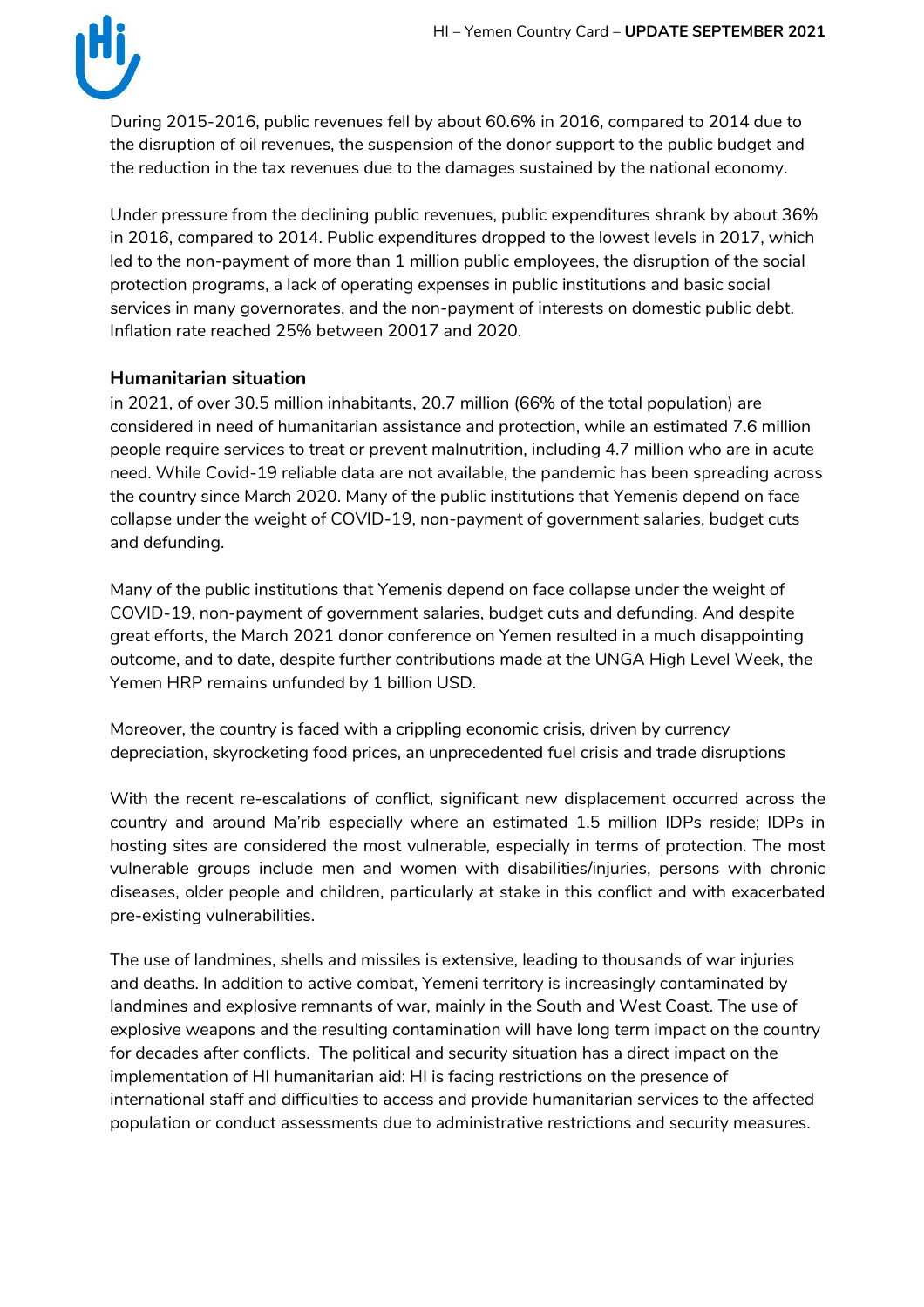During 2015-2016, public revenues fell by about 60.6% in 2016, compared to 2014 due to the disruption of oil revenues, the suspension of the donor support to the public budget and the reduction in the tax revenues due to the damages sustained by the national economy.

Under pressure from the declining public revenues, public expenditures shrank by about 36% in 2016, compared to 2014. Public expenditures dropped to the lowest levels in 2017, which led to the non-payment of more than 1 million public employees, the disruption of the social protection programs, a lack of operating expenses in public institutions and basic social services in many governorates, and the non-payment of interests on domestic public debt. Inflation rate reached 25% between 20017 and 2020.

### Humanitarian situation

in 2021, of over 30.5 million inhabitants, 20.7 million (66% of the total population) are considered in need of humanitarian assistance and protection, while an estimated 7.6 million people require services to treat or prevent malnutrition, including 4.7 million who are in acute need. While Covid-19 reliable data are not available, the pandemic has been spreading across the country since March 2020. Many of the public institutions that Yemenis depend on face collapse under the weight of COVID-19, non-payment of government salaries, budget cuts and defunding.

Many of the public institutions that Yemenis depend on face collapse under the weight of COVID-19, non-payment of government salaries, budget cuts and defunding. And despite great efforts, the March 2021 donor conference on Yemen resulted in a much disappointing outcome, and to date, despite further contributions made at the UNGA High Level Week, the Yemen HRP remains unfunded by 1 billion USD.

Moreover, the country is faced with a crippling economic crisis, driven by currency depreciation, skyrocketing food prices, an unprecedented fuel crisis and trade disruptions

With the recent re-escalations of conflict, significant new displacement occurred across the country and around Ma'rib especially where an estimated 1.5 million IDPs reside; IDPs in hosting sites are considered the most vulnerable, especially in terms of protection. The most vulnerable groups include men and women with disabilities/injuries, persons with chronic diseases, older people and children, particularly at stake in this conflict and with exacerbated pre-existing vulnerabilities.

The use of landmines, shells and missiles is extensive, leading to thousands of war injuries and deaths. In addition to active combat, Yemeni territory is increasingly contaminated by landmines and explosive remnants of war, mainly in the South and West Coast. The use of explosive weapons and the resulting contamination will have long term impact on the country for decades after conflicts. The political and security situation has a direct impact on the implementation of HI humanitarian aid: HI is facing restrictions on the presence of international staff and difficulties to access and provide humanitarian services to the affected population or conduct assessments due to administrative restrictions and security measures.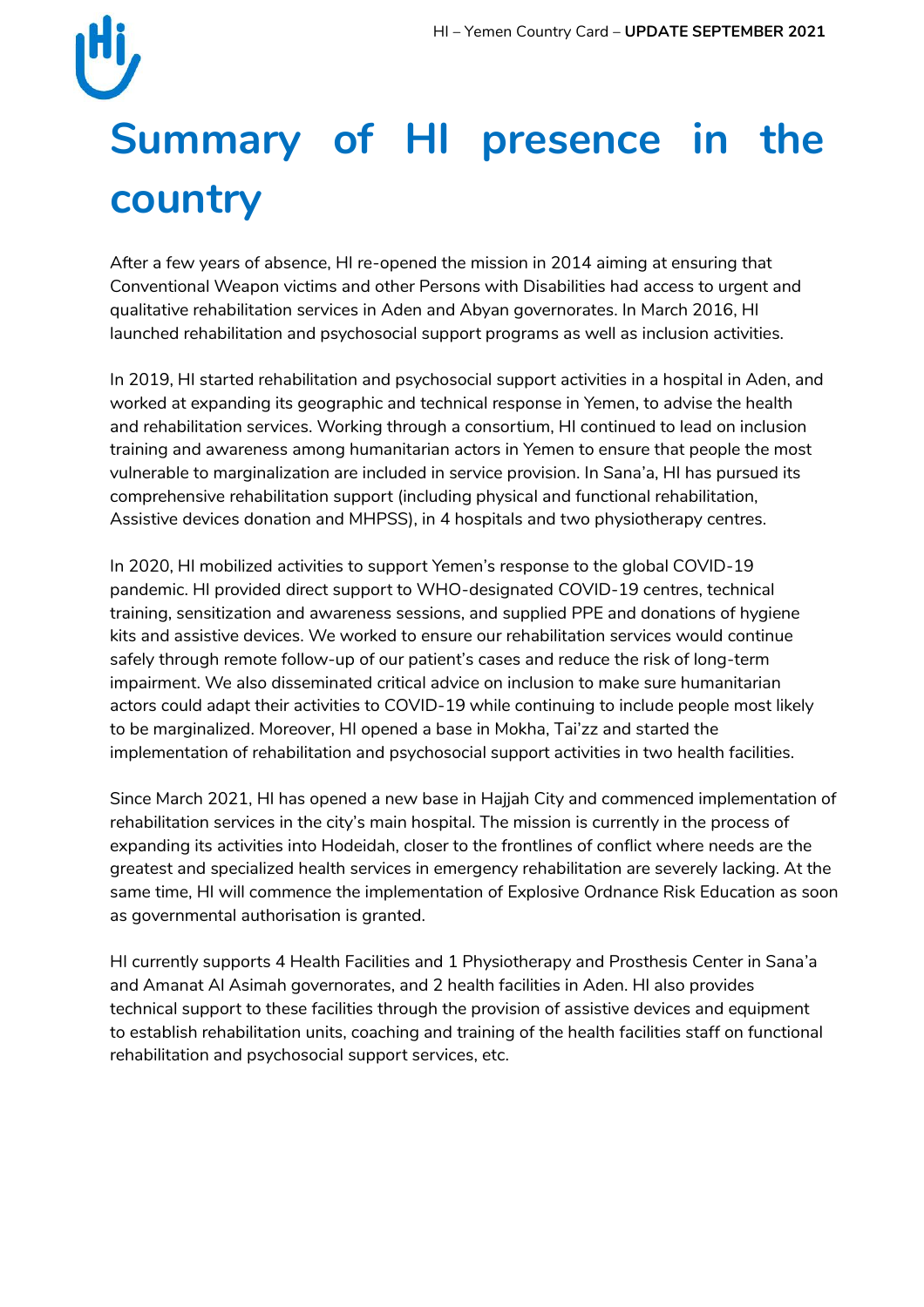# Summary of HI presence in the country

After a few years of absence, HI re-opened the mission in 2014 aiming at ensuring that Conventional Weapon victims and other Persons with Disabilities had access to urgent and qualitative rehabilitation services in Aden and Abyan governorates. In March 2016, HI launched rehabilitation and psychosocial support programs as well as inclusion activities.

In 2019, HI started rehabilitation and psychosocial support activities in a hospital in Aden, and worked at expanding its geographic and technical response in Yemen, to advise the health and rehabilitation services. Working through a consortium, HI continued to lead on inclusion training and awareness among humanitarian actors in Yemen to ensure that people the most vulnerable to marginalization are included in service provision. In Sana'a, HI has pursued its comprehensive rehabilitation support (including physical and functional rehabilitation, Assistive devices donation and MHPSS), in 4 hospitals and two physiotherapy centres.

In 2020, HI mobilized activities to support Yemen's response to the global COVID-19 pandemic. HI provided direct support to WHO-designated COVID-19 centres, technical training, sensitization and awareness sessions, and supplied PPE and donations of hygiene kits and assistive devices. We worked to ensure our rehabilitation services would continue safely through remote follow-up of our patient's cases and reduce the risk of long-term impairment. We also disseminated critical advice on inclusion to make sure humanitarian actors could adapt their activities to COVID-19 while continuing to include people most likely to be marginalized. Moreover, HI opened a base in Mokha, Tai'zz and started the implementation of rehabilitation and psychosocial support activities in two health facilities.

Since March 2021, HI has opened a new base in Hajjah City and commenced implementation of rehabilitation services in the city's main hospital. The mission is currently in the process of expanding its activities into Hodeidah, closer to the frontlines of conflict where needs are the greatest and specialized health services in emergency rehabilitation are severely lacking. At the same time, HI will commence the implementation of Explosive Ordnance Risk Education as soon as governmental authorisation is granted.

HI currently supports 4 Health Facilities and 1 Physiotherapy and Prosthesis Center in Sana'a and Amanat Al Asimah governorates, and 2 health facilities in Aden. HI also provides technical support to these facilities through the provision of assistive devices and equipment to establish rehabilitation units, coaching and training of the health facilities staff on functional rehabilitation and psychosocial support services, etc.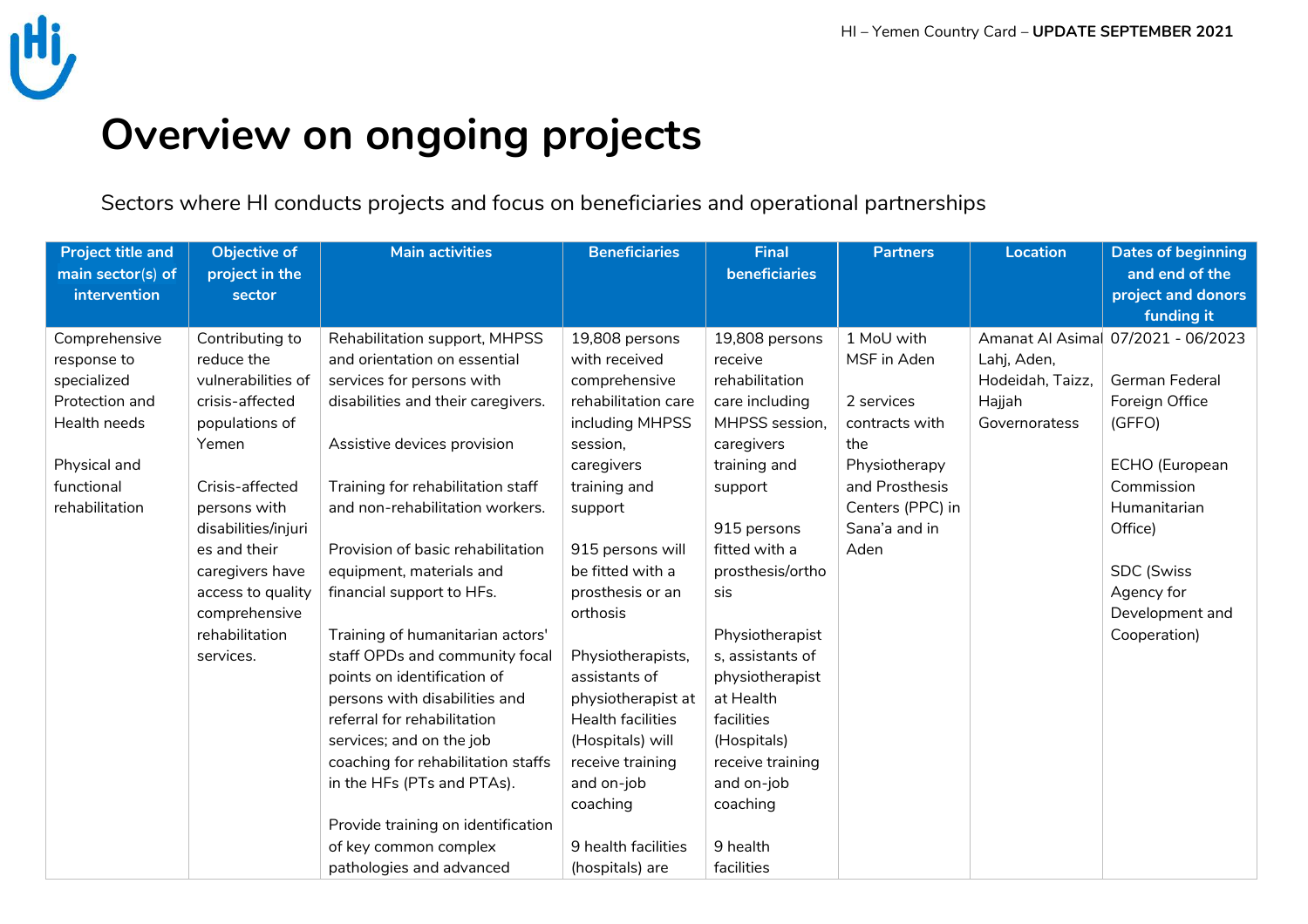# Overview on ongoing projects

Sectors where HI conducts projects and focus on beneficiaries and operational partnerships

| Project title and main sector(s) of intervention | Objective of project in the sector | Main activities | Beneficiaries | Final beneficiaries | Partners | Location | Dates of beginning and end of the project and donors funding it |
|---|---|---|---|---|---|---|---|
| Comprehensive response to specialized Protection and Health needs<br><br>Physical and functional rehabilitation | Contributing to reduce the vulnerabilities of crisis-affected populations of Yemen<br><br>Crisis-affected persons with disabilities/injuries and their caregivers have access to quality comprehensive rehabilitation services. | Rehabilitation support, MHPSS and orientation on essential services for persons with disabilities and their caregivers.<br><br>Assistive devices provision<br><br>Training for rehabilitation staff and non-rehabilitation workers.<br><br>Provision of basic rehabilitation equipment, materials and financial support to HFs.<br><br>Training of humanitarian actors' staff OPDs and community focal points on identification of persons with disabilities and referral for rehabilitation services; and on the job coaching for rehabilitation staffs in the HFs (PTs and PTAs).<br><br>Provide training on identification of key common complex pathologies and advanced | 19,808 persons with received comprehensive rehabilitation care including MHPSS session, caregivers training and support<br><br>915 persons will be fitted with a prosthesis or an orthosis<br><br>Physiotherapists, assistants of physiotherapist at Health facilities (Hospitals) will receive training and on-job coaching<br><br>9 health facilities (hospitals) are | 19,808 persons receive rehabilitation care including MHPSS session, caregivers training and support<br><br>915 persons fitted with a prosthesis/orthosis<br><br>Physiotherapists, assistants of physiotherapist at Health facilities (Hospitals) receive training and on-job coaching<br><br>9 health facilities | 1 MoU with MSF in Aden<br><br>2 services contracts with the Physiotherapy and Prosthesis Centers (PPC) in Sana'a and in Aden | Amanat Al Asimal Lahj, Aden, Hodeidah, Taizz, Hajjah Governoratess | 07/2021 - 06/2023<br><br>German Federal Foreign Office (GFFO)<br><br>ECHO (European Commission Humanitarian Office)<br><br>SDC (Swiss Agency for Development and Cooperation) |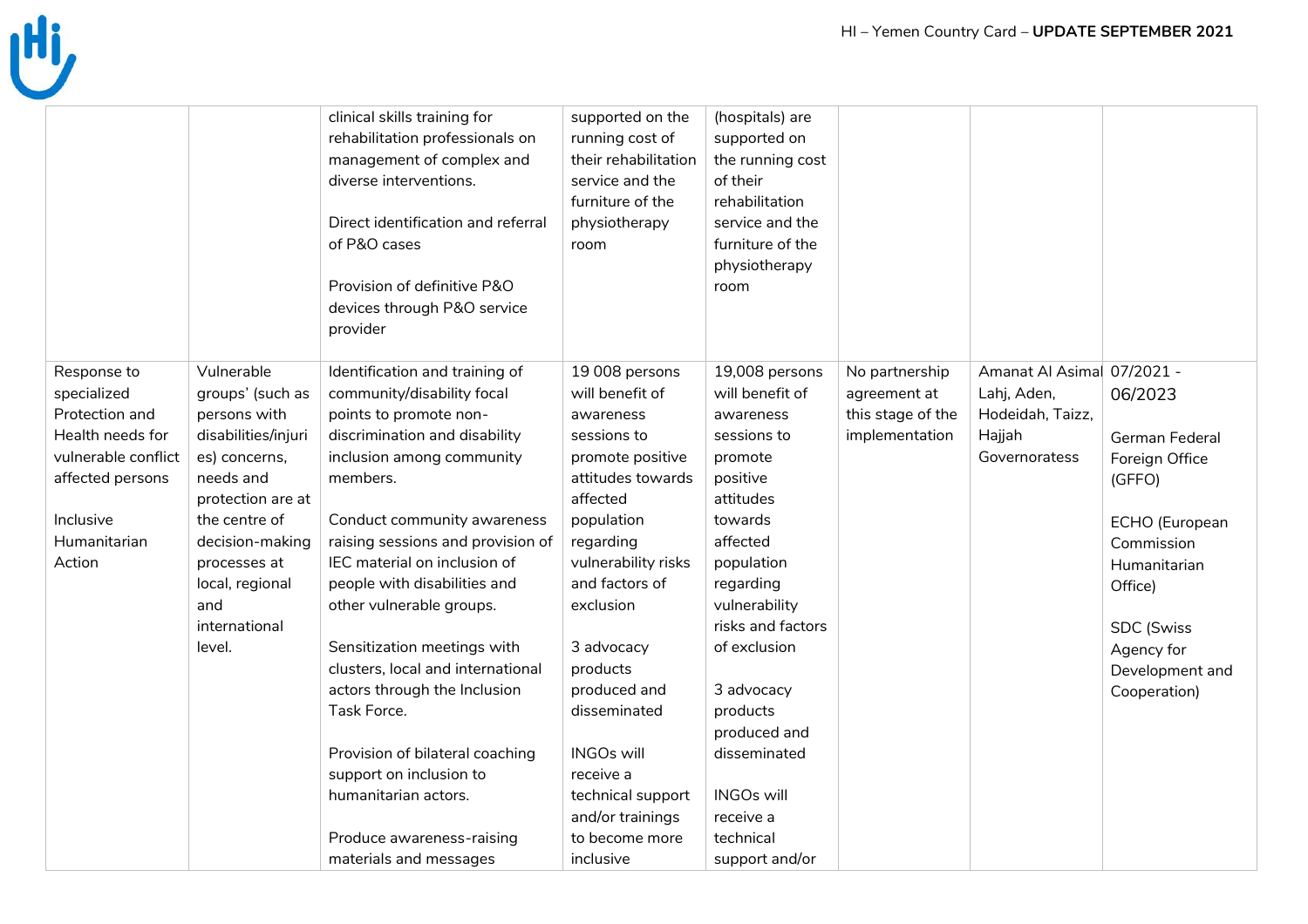| | | | | | | | |
|---|---|---|---|---|---|---|---|
| | | clinical skills training for rehabilitation professionals on management of complex and diverse interventions.<br><br>Direct identification and referral of P&O cases<br><br>Provision of definitive P&O devices through P&O service provider | supported on the running cost of their rehabilitation service and the furniture of the physiotherapy room | (hospitals) are supported on the running cost of their rehabilitation service and the furniture of the physiotherapy room | | | |
| Response to specialized Protection and Health needs for vulnerable conflict affected persons<br><br>Inclusive Humanitarian Action | Vulnerable groups' (such as persons with disabilities/injuries) concerns, needs and protection are at the centre of decision-making processes at local, regional and international level. | Identification and training of community/disability focal points to promote non-discrimination and disability inclusion among community members.<br><br>Conduct community awareness raising sessions and provision of IEC material on inclusion of people with disabilities and other vulnerable groups.<br><br>Sensitization meetings with clusters, local and international actors through the Inclusion Task Force.<br><br>Provision of bilateral coaching support on inclusion to humanitarian actors.<br><br>Produce awareness-raising materials and messages | 19 008 persons will benefit of awareness sessions to promote positive attitudes towards affected population regarding vulnerability risks and factors of exclusion<br><br>3 advocacy products produced and disseminated<br><br>INGOs will receive a technical support and/or trainings to become more inclusive | 19,008 persons will benefit of awareness sessions to promote positive attitudes towards affected population regarding vulnerability risks and factors of exclusion<br><br>3 advocacy products produced and disseminated<br><br>INGOs will receive a technical support and/or | No partnership agreement at this stage of the implementation | Amanat Al Asimal Lahj, Aden, Hodeidah, Taizz, Hajjah Governoratess | 07/2021 - 06/2023<br><br>German Federal Foreign Office (GFFO)<br><br>ECHO (European Commission Humanitarian Office)<br><br>SDC (Swiss Agency for Development and Cooperation) |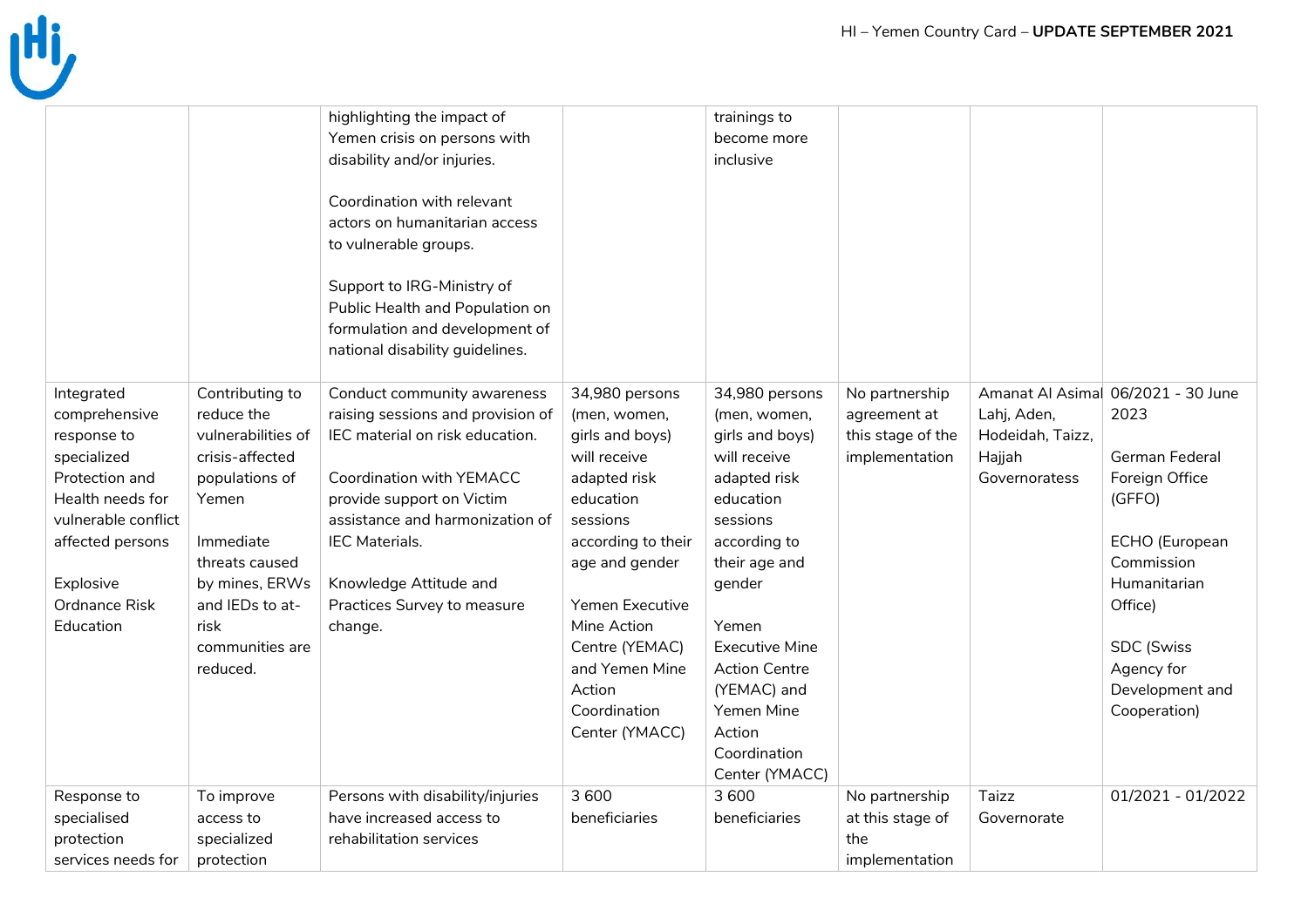| | | | | | | | |
|---|---|---|---|---|---|---|---|
| | | highlighting the impact of Yemen crisis on persons with disability and/or injuries.<br><br>Coordination with relevant actors on humanitarian access to vulnerable groups.<br><br>Support to IRG-Ministry of Public Health and Population on formulation and development of national disability guidelines. | | trainings to become more inclusive | | | |
| Integrated comprehensive response to specialized Protection and Health needs for vulnerable conflict affected persons<br><br>Explosive Ordnance Risk Education | Contributing to reduce the vulnerabilities of crisis-affected populations of Yemen<br><br>Immediate threats caused by mines, ERWs and IEDs to at-risk communities are reduced. | Conduct community awareness raising sessions and provision of IEC material on risk education.<br><br>Coordination with YEMACC provide support on Victim assistance and harmonization of IEC Materials.<br><br>Knowledge Attitude and Practices Survey to measure change. | 34,980 persons (men, women, girls and boys) will receive adapted risk education sessions according to their age and gender<br><br>Yemen Executive Mine Action Centre (YEMAC) and Yemen Mine Action Coordination Center (YMACC) | 34,980 persons (men, women, girls and boys) will receive adapted risk education sessions according to their age and gender<br><br>Yemen Executive Mine Action Centre (YEMAC) and Yemen Mine Action Coordination Center (YMACC) | No partnership agreement at this stage of the implementation | Amanat Al Asimal Lahj, Aden, Hodeidah, Taizz, Hajjah Governoratess | 06/2021 - 30 June 2023<br><br>German Federal Foreign Office (GFFO)<br><br>ECHO (European Commission Humanitarian Office)<br><br>SDC (Swiss Agency for Development and Cooperation) |
| Response to specialised protection services needs for | To improve access to specialized protection | Persons with disability/injuries have increased access to rehabilitation services | 3 600 beneficiaries | 3 600 beneficiaries | No partnership at this stage of the implementation | Taizz Governorate | 01/2021 - 01/2022 |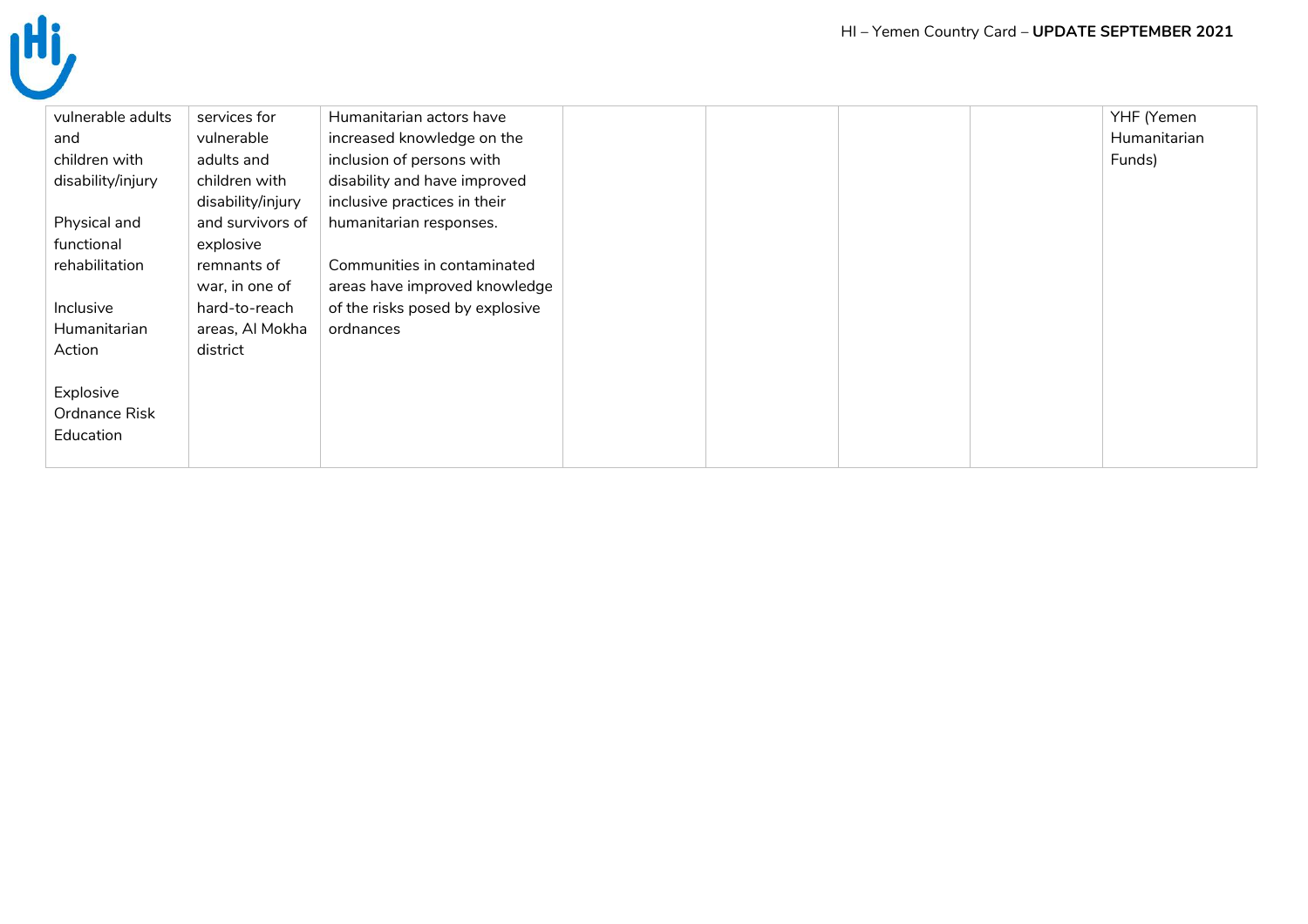| | | | | | | | |
|---|---|---|---|---|---|---|---|
| vulnerable adults and children with disability/injury<br><br>Physical and functional rehabilitation<br><br>Inclusive Humanitarian Action<br><br>Explosive Ordnance Risk Education | services for vulnerable adults and children with disability/injury and survivors of explosive remnants of war, in one of hard-to-reach areas, Al Mokha district | Humanitarian actors have increased knowledge on the inclusion of persons with disability and have improved inclusive practices in their humanitarian responses.<br><br>Communities in contaminated areas have improved knowledge of the risks posed by explosive ordnances | | | | | YHF (Yemen Humanitarian Funds) |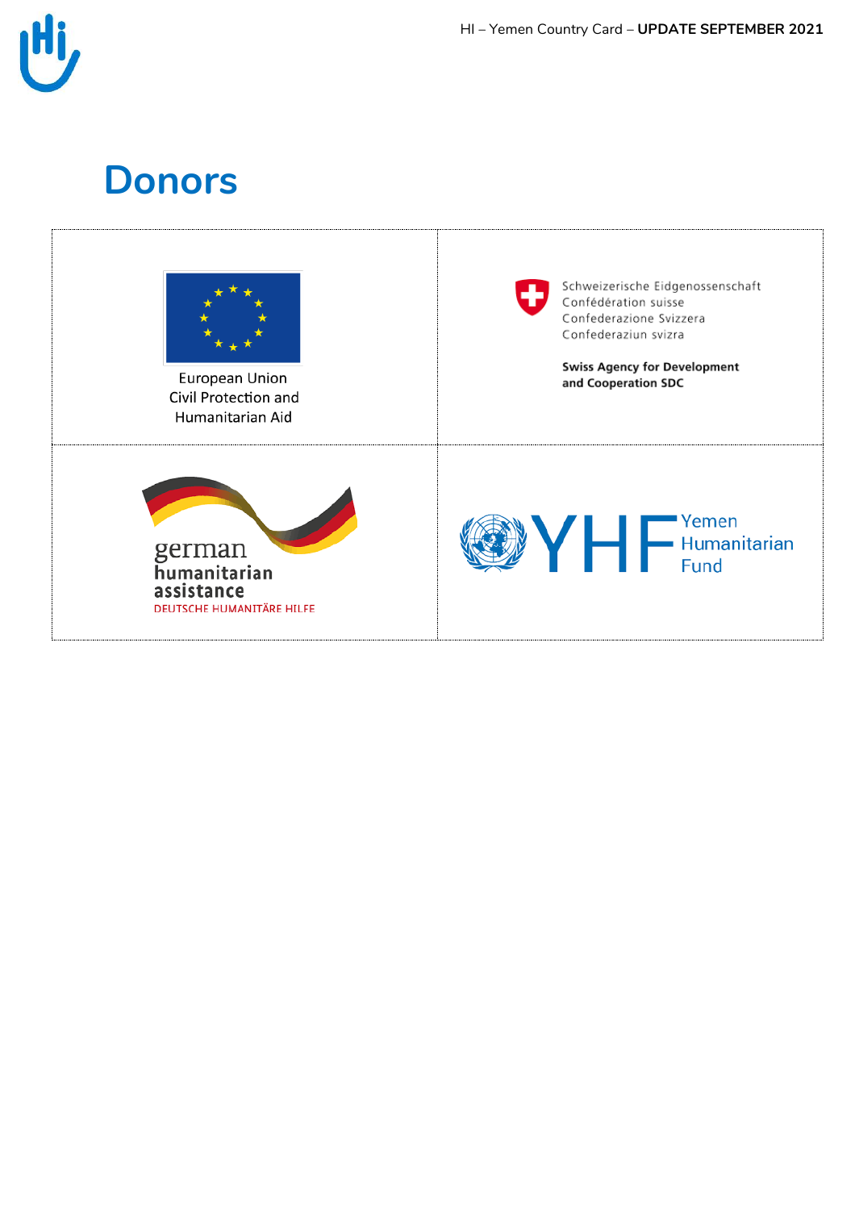# Donors

| | |
|---|---|
| European Union Civil Protection and Humanitarian Aid | Schweizerische Eidgenossenschaft Confédération suisse Confederazione Svizzera Confederaziun svizra **Swiss Agency for Development and Cooperation SDC** |
| german humanitarian assistance DEUTSCHE HUMANITÄRE HILFE | YHF Yemen Humanitarian Fund |